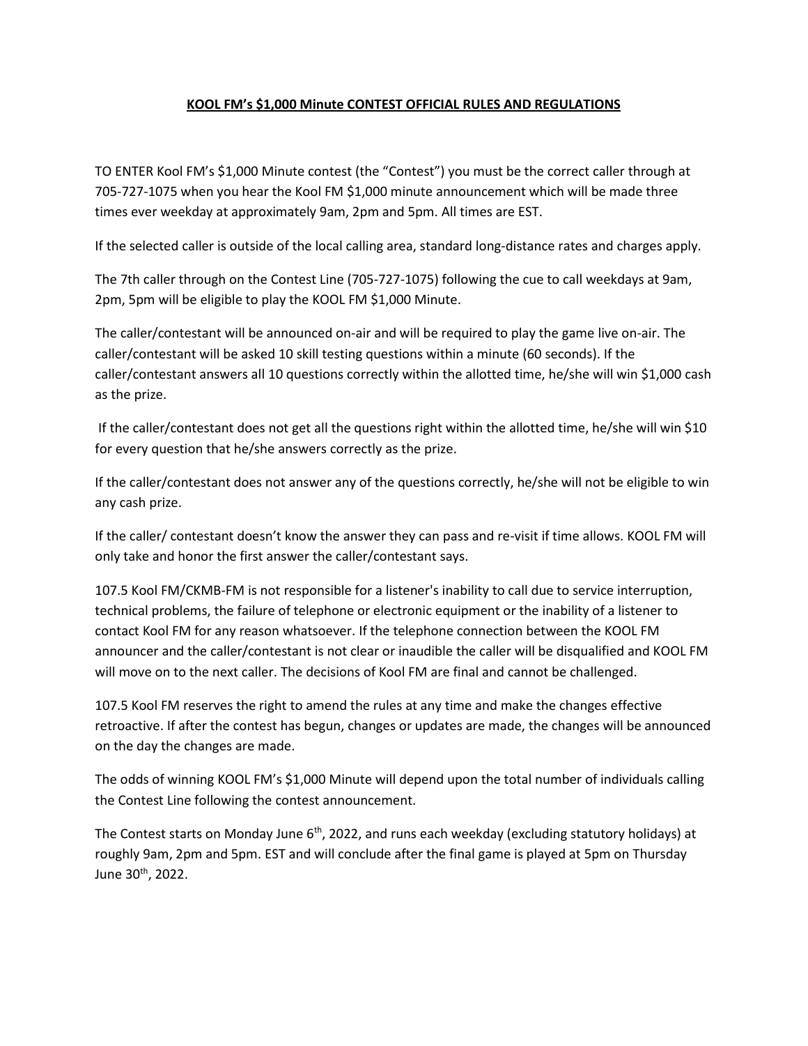# **KOOL FM's $1,000 Minute CONTEST OFFICIAL RULES AND REGULATIONS**

TO ENTER Kool FM's $1,000 Minute contest (the "Contest") you must be the correct caller through at 705-727-1075 when you hear the Kool FM $1,000 minute announcement which will be made three times ever weekday at approximately 9am, 2pm and 5pm. All times are EST.

If the selected caller is outside of the local calling area, standard long-distance rates and charges apply.

The 7th caller through on the Contest Line (705-727-1075) following the cue to call weekdays at 9am, 2pm, 5pm will be eligible to play the KOOL FM $1,000 Minute.

The caller/contestant will be announced on-air and will be required to play the game live on-air. The caller/contestant will be asked 10 skill testing questions within a minute (60 seconds). If the caller/contestant answers all 10 questions correctly within the allotted time, he/she will win $1,000 cash as the prize.

If the caller/contestant does not get all the questions right within the allotted time, he/she will win $10 for every question that he/she answers correctly as the prize.

If the caller/contestant does not answer any of the questions correctly, he/she will not be eligible to win any cash prize.

If the caller/ contestant doesn't know the answer they can pass and re-visit if time allows. KOOL FM will only take and honor the first answer the caller/contestant says.

107.5 Kool FM/CKMB-FM is not responsible for a listener's inability to call due to service interruption, technical problems, the failure of telephone or electronic equipment or the inability of a listener to contact Kool FM for any reason whatsoever. If the telephone connection between the KOOL FM announcer and the caller/contestant is not clear or inaudible the caller will be disqualified and KOOL FM will move on to the next caller. The decisions of Kool FM are final and cannot be challenged.

107.5 Kool FM reserves the right to amend the rules at any time and make the changes effective retroactive. If after the contest has begun, changes or updates are made, the changes will be announced on the day the changes are made.

The odds of winning KOOL FM's $1,000 Minute will depend upon the total number of individuals calling the Contest Line following the contest announcement.

The Contest starts on Monday June 6th, 2022, and runs each weekday (excluding statutory holidays) at roughly 9am, 2pm and 5pm. EST and will conclude after the final game is played at 5pm on Thursday June 30th, 2022.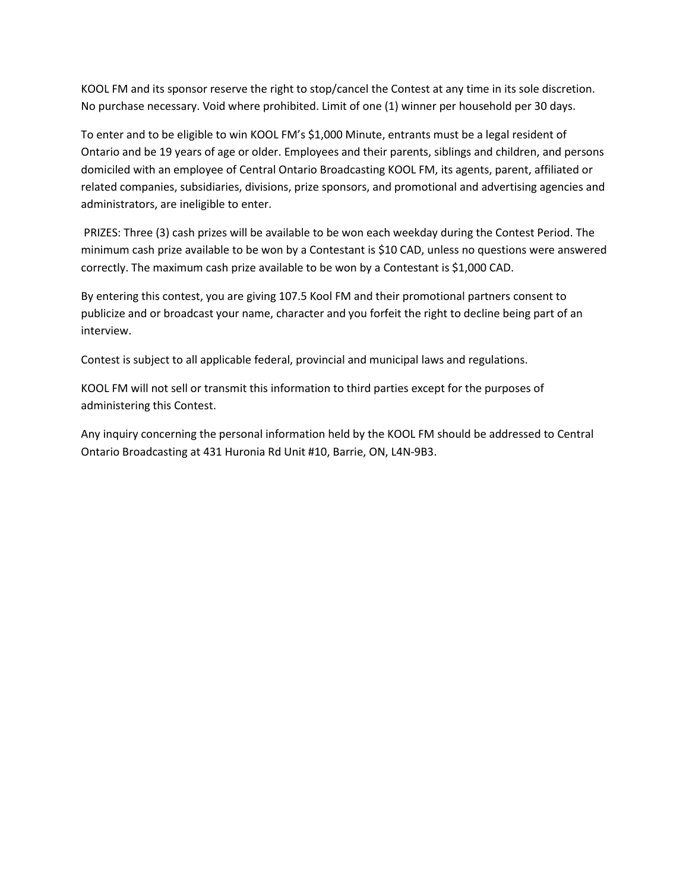KOOL FM and its sponsor reserve the right to stop/cancel the Contest at any time in its sole discretion. No purchase necessary. Void where prohibited. Limit of one (1) winner per household per 30 days.

To enter and to be eligible to win KOOL FM's $1,000 Minute, entrants must be a legal resident of Ontario and be 19 years of age or older. Employees and their parents, siblings and children, and persons domiciled with an employee of Central Ontario Broadcasting KOOL FM, its agents, parent, affiliated or related companies, subsidiaries, divisions, prize sponsors, and promotional and advertising agencies and administrators, are ineligible to enter.

PRIZES: Three (3) cash prizes will be available to be won each weekday during the Contest Period. The minimum cash prize available to be won by a Contestant is $10 CAD, unless no questions were answered correctly. The maximum cash prize available to be won by a Contestant is $1,000 CAD.

By entering this contest, you are giving 107.5 Kool FM and their promotional partners consent to publicize and or broadcast your name, character and you forfeit the right to decline being part of an interview.

Contest is subject to all applicable federal, provincial and municipal laws and regulations.

KOOL FM will not sell or transmit this information to third parties except for the purposes of administering this Contest.

Any inquiry concerning the personal information held by the KOOL FM should be addressed to Central Ontario Broadcasting at 431 Huronia Rd Unit #10, Barrie, ON, L4N-9B3.